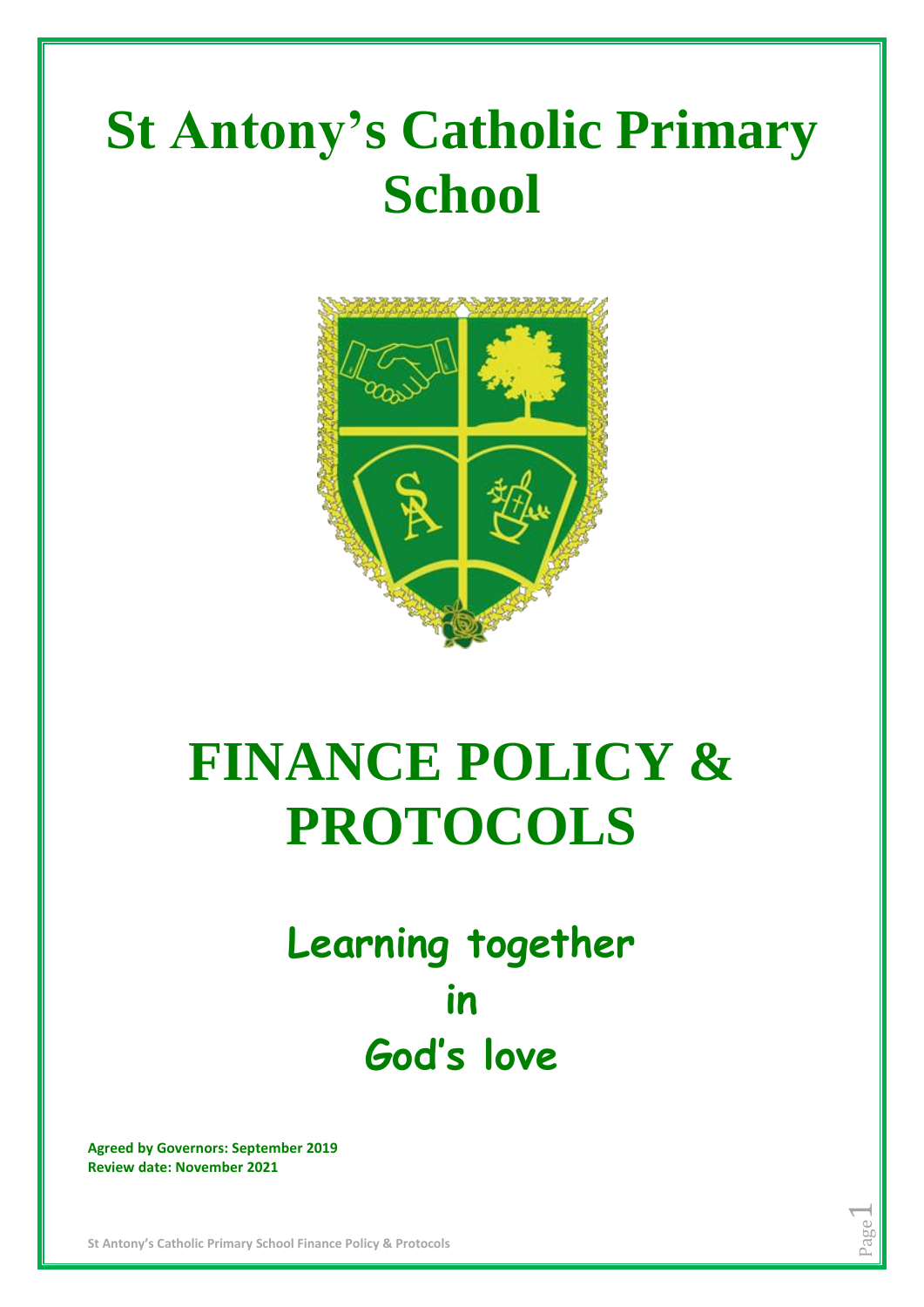# St Antony's Catholic Primary School

# FINANCE POLICY & PROTOCOLS

## Learning together in God's love

**Agreed by Governors: September 2019**
**Review date: November 2021**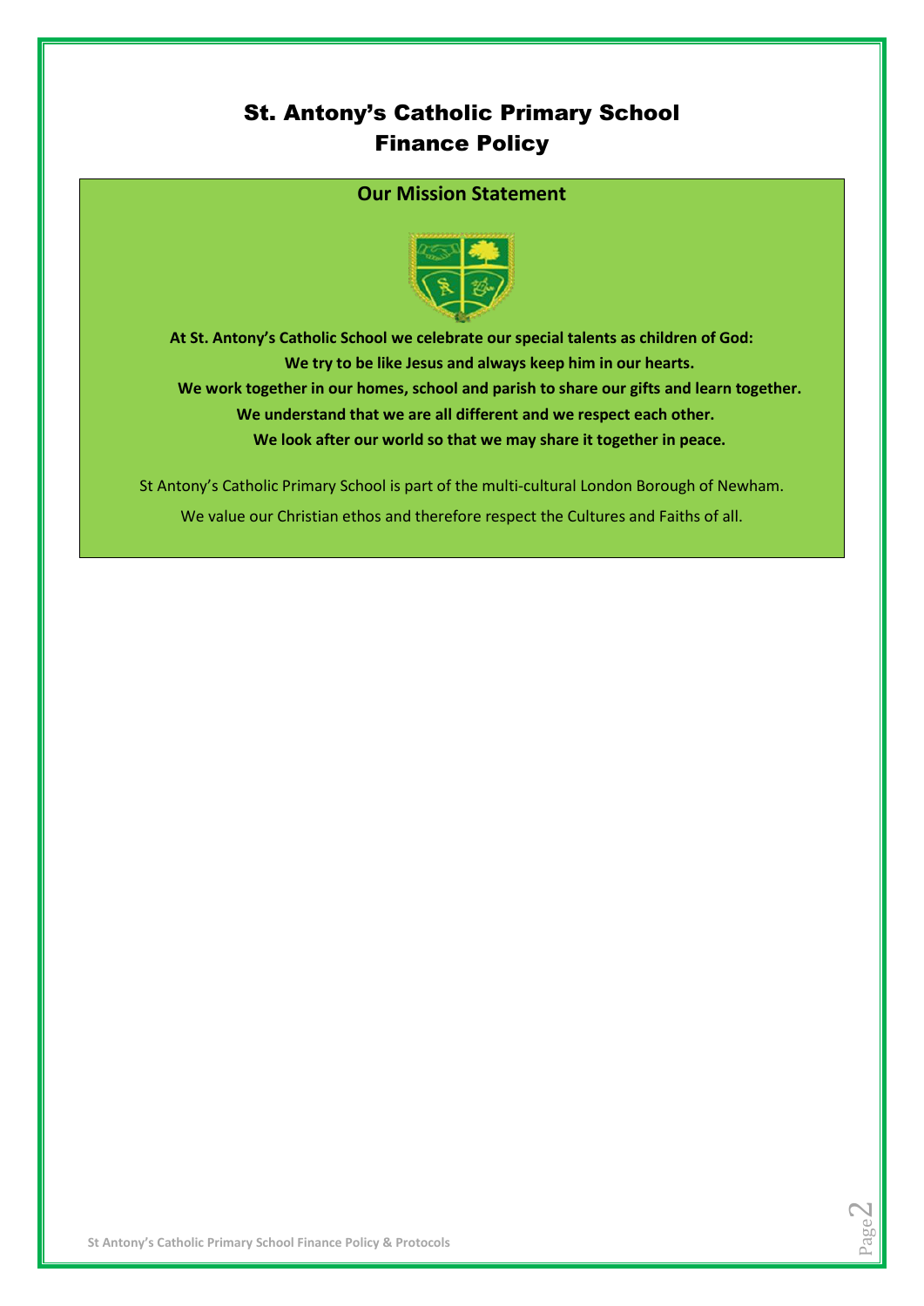# St. Antony's Catholic Primary School
# Finance Policy

## Our Mission Statement

**At St. Antony's Catholic School we celebrate our special talents as children of God:**
**We try to be like Jesus and always keep him in our hearts.**
**We work together in our homes, school and parish to share our gifts and learn together.**
**We understand that we are all different and we respect each other.**
**We look after our world so that we may share it together in peace.**

St Antony's Catholic Primary School is part of the multi-cultural London Borough of Newham.

We value our Christian ethos and therefore respect the Cultures and Faiths of all.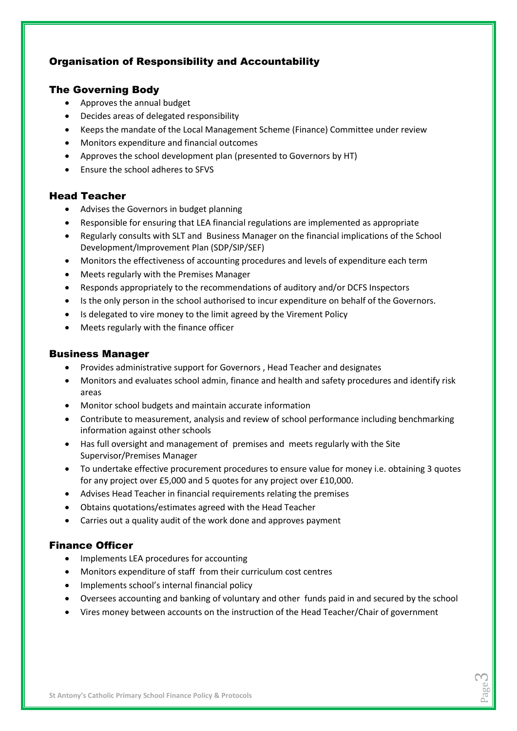## Organisation of Responsibility and Accountability

### The Governing Body

- Approves the annual budget
- Decides areas of delegated responsibility
- Keeps the mandate of the Local Management Scheme (Finance) Committee under review
- Monitors expenditure and financial outcomes
- Approves the school development plan (presented to Governors by HT)
- Ensure the school adheres to SFVS

### Head Teacher

- Advises the Governors in budget planning
- Responsible for ensuring that LEA financial regulations are implemented as appropriate
- Regularly consults with SLT and Business Manager on the financial implications of the School Development/Improvement Plan (SDP/SIP/SEF)
- Monitors the effectiveness of accounting procedures and levels of expenditure each term
- Meets regularly with the Premises Manager
- Responds appropriately to the recommendations of auditory and/or DCFS Inspectors
- Is the only person in the school authorised to incur expenditure on behalf of the Governors.
- Is delegated to vire money to the limit agreed by the Virement Policy
- Meets regularly with the finance officer

### Business Manager

- Provides administrative support for Governors , Head Teacher and designates
- Monitors and evaluates school admin, finance and health and safety procedures and identify risk areas
- Monitor school budgets and maintain accurate information
- Contribute to measurement, analysis and review of school performance including benchmarking information against other schools
- Has full oversight and management of premises and meets regularly with the Site Supervisor/Premises Manager
- To undertake effective procurement procedures to ensure value for money i.e. obtaining 3 quotes for any project over £5,000 and 5 quotes for any project over £10,000.
- Advises Head Teacher in financial requirements relating the premises
- Obtains quotations/estimates agreed with the Head Teacher
- Carries out a quality audit of the work done and approves payment

### Finance Officer

- Implements LEA procedures for accounting
- Monitors expenditure of staff from their curriculum cost centres
- Implements school's internal financial policy
- Oversees accounting and banking of voluntary and other funds paid in and secured by the school
- Vires money between accounts on the instruction of the Head Teacher/Chair of government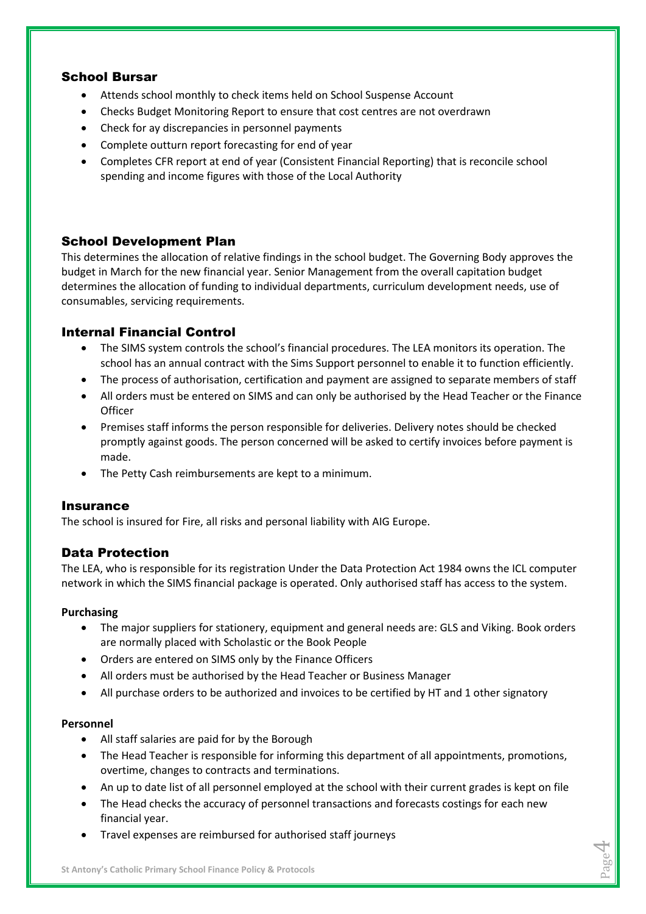## School Bursar

- Attends school monthly to check items held on School Suspense Account
- Checks Budget Monitoring Report to ensure that cost centres are not overdrawn
- Check for ay discrepancies in personnel payments
- Complete outturn report forecasting for end of year
- Completes CFR report at end of year (Consistent Financial Reporting) that is reconcile school spending and income figures with those of the Local Authority

## School Development Plan

This determines the allocation of relative findings in the school budget. The Governing Body approves the budget in March for the new financial year. Senior Management from the overall capitation budget determines the allocation of funding to individual departments, curriculum development needs, use of consumables, servicing requirements.

## Internal Financial Control

- The SIMS system controls the school's financial procedures. The LEA monitors its operation. The school has an annual contract with the Sims Support personnel to enable it to function efficiently.
- The process of authorisation, certification and payment are assigned to separate members of staff
- All orders must be entered on SIMS and can only be authorised by the Head Teacher or the Finance Officer
- Premises staff informs the person responsible for deliveries. Delivery notes should be checked promptly against goods. The person concerned will be asked to certify invoices before payment is made.
- The Petty Cash reimbursements are kept to a minimum.

## Insurance

The school is insured for Fire, all risks and personal liability with AIG Europe.

## Data Protection

The LEA, who is responsible for its registration Under the Data Protection Act 1984 owns the ICL computer network in which the SIMS financial package is operated. Only authorised staff has access to the system.

**Purchasing**

- The major suppliers for stationery, equipment and general needs are: GLS and Viking. Book orders are normally placed with Scholastic or the Book People
- Orders are entered on SIMS only by the Finance Officers
- All orders must be authorised by the Head Teacher or Business Manager
- All purchase orders to be authorized and invoices to be certified by HT and 1 other signatory

**Personnel**

- All staff salaries are paid for by the Borough
- The Head Teacher is responsible for informing this department of all appointments, promotions, overtime, changes to contracts and terminations.
- An up to date list of all personnel employed at the school with their current grades is kept on file
- The Head checks the accuracy of personnel transactions and forecasts costings for each new financial year.
- Travel expenses are reimbursed for authorised staff journeys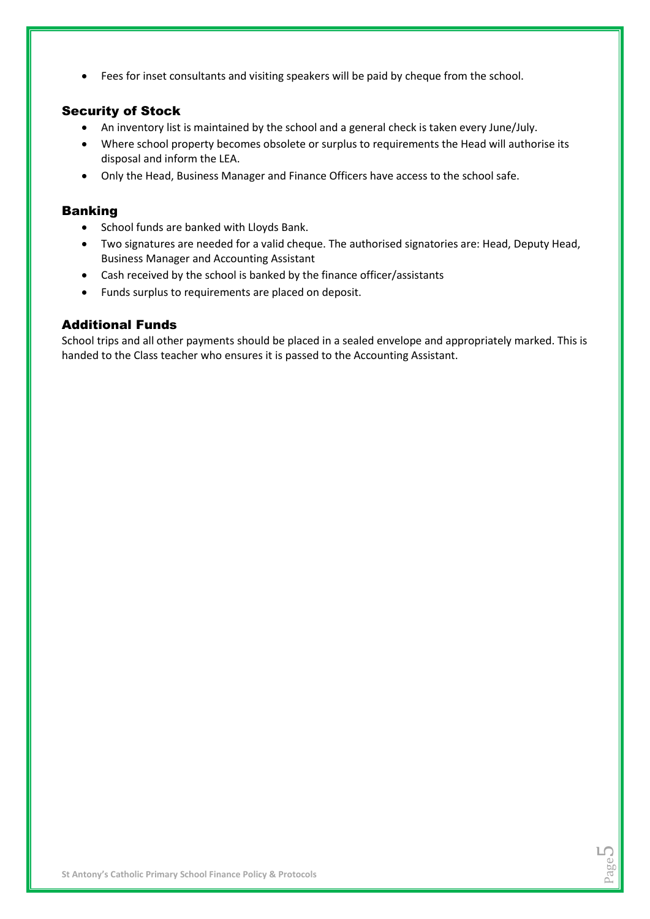- Fees for inset consultants and visiting speakers will be paid by cheque from the school.

## Security of Stock

- An inventory list is maintained by the school and a general check is taken every June/July.
- Where school property becomes obsolete or surplus to requirements the Head will authorise its disposal and inform the LEA.
- Only the Head, Business Manager and Finance Officers have access to the school safe.

## Banking

- School funds are banked with Lloyds Bank.
- Two signatures are needed for a valid cheque. The authorised signatories are: Head, Deputy Head, Business Manager and Accounting Assistant
- Cash received by the school is banked by the finance officer/assistants
- Funds surplus to requirements are placed on deposit.

## Additional Funds

School trips and all other payments should be placed in a sealed envelope and appropriately marked. This is handed to the Class teacher who ensures it is passed to the Accounting Assistant.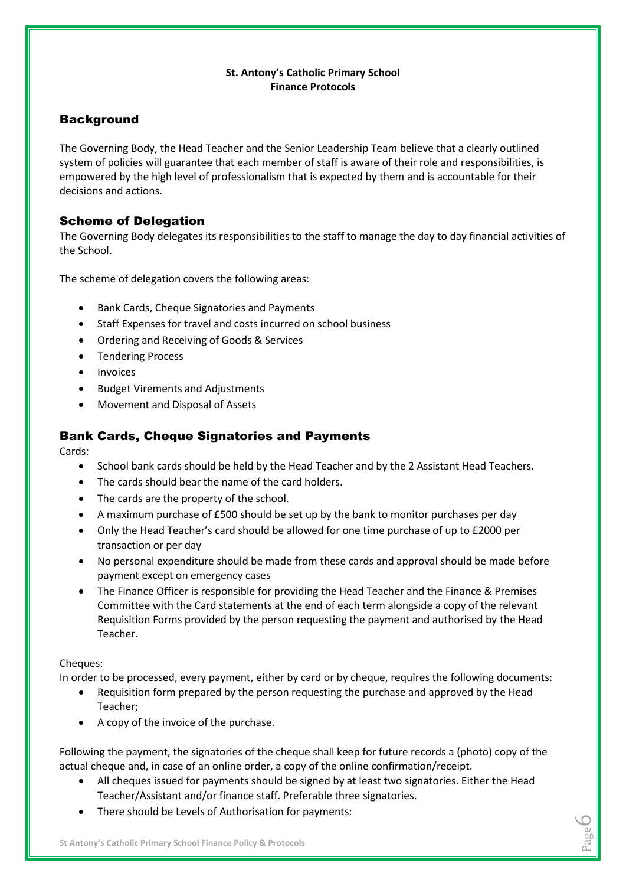**St. Antony's Catholic Primary School**
**Finance Protocols**

## Background

The Governing Body, the Head Teacher and the Senior Leadership Team believe that a clearly outlined system of policies will guarantee that each member of staff is aware of their role and responsibilities, is empowered by the high level of professionalism that is expected by them and is accountable for their decisions and actions.

## Scheme of Delegation

The Governing Body delegates its responsibilities to the staff to manage the day to day financial activities of the School.

The scheme of delegation covers the following areas:

- Bank Cards, Cheque Signatories and Payments
- Staff Expenses for travel and costs incurred on school business
- Ordering and Receiving of Goods & Services
- Tendering Process
- Invoices
- Budget Virements and Adjustments
- Movement and Disposal of Assets

## Bank Cards, Cheque Signatories and Payments

Cards:

- School bank cards should be held by the Head Teacher and by the 2 Assistant Head Teachers.
- The cards should bear the name of the card holders.
- The cards are the property of the school.
- A maximum purchase of £500 should be set up by the bank to monitor purchases per day
- Only the Head Teacher's card should be allowed for one time purchase of up to £2000 per transaction or per day
- No personal expenditure should be made from these cards and approval should be made before payment except on emergency cases
- The Finance Officer is responsible for providing the Head Teacher and the Finance & Premises Committee with the Card statements at the end of each term alongside a copy of the relevant Requisition Forms provided by the person requesting the payment and authorised by the Head Teacher.

Cheques:

In order to be processed, every payment, either by card or by cheque, requires the following documents:

- Requisition form prepared by the person requesting the purchase and approved by the Head Teacher;
- A copy of the invoice of the purchase.

Following the payment, the signatories of the cheque shall keep for future records a (photo) copy of the actual cheque and, in case of an online order, a copy of the online confirmation/receipt.

- All cheques issued for payments should be signed by at least two signatories. Either the Head Teacher/Assistant and/or finance staff. Preferable three signatories.
- There should be Levels of Authorisation for payments: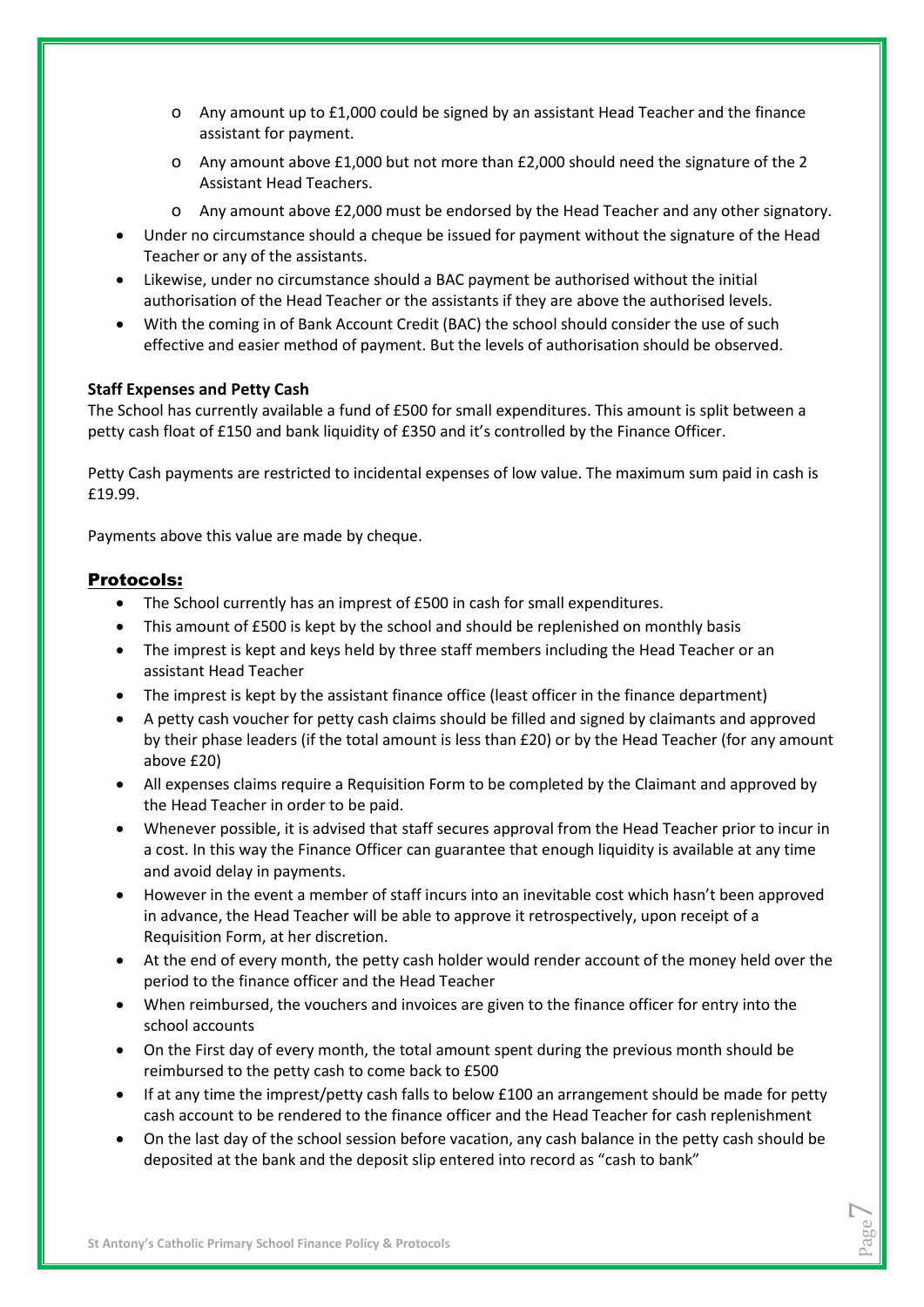- Any amount up to £1,000 could be signed by an assistant Head Teacher and the finance assistant for payment.
  - Any amount above £1,000 but not more than £2,000 should need the signature of the 2 Assistant Head Teachers.
  - Any amount above £2,000 must be endorsed by the Head Teacher and any other signatory.
- Under no circumstance should a cheque be issued for payment without the signature of the Head Teacher or any of the assistants.
- Likewise, under no circumstance should a BAC payment be authorised without the initial authorisation of the Head Teacher or the assistants if they are above the authorised levels.
- With the coming in of Bank Account Credit (BAC) the school should consider the use of such effective and easier method of payment. But the levels of authorisation should be observed.

**Staff Expenses and Petty Cash**

The School has currently available a fund of £500 for small expenditures. This amount is split between a petty cash float of £150 and bank liquidity of £350 and it's controlled by the Finance Officer.

Petty Cash payments are restricted to incidental expenses of low value. The maximum sum paid in cash is £19.99.

Payments above this value are made by cheque.

## Protocols:

- The School currently has an imprest of £500 in cash for small expenditures.
- This amount of £500 is kept by the school and should be replenished on monthly basis
- The imprest is kept and keys held by three staff members including the Head Teacher or an assistant Head Teacher
- The imprest is kept by the assistant finance office (least officer in the finance department)
- A petty cash voucher for petty cash claims should be filled and signed by claimants and approved by their phase leaders (if the total amount is less than £20) or by the Head Teacher (for any amount above £20)
- All expenses claims require a Requisition Form to be completed by the Claimant and approved by the Head Teacher in order to be paid.
- Whenever possible, it is advised that staff secures approval from the Head Teacher prior to incur in a cost. In this way the Finance Officer can guarantee that enough liquidity is available at any time and avoid delay in payments.
- However in the event a member of staff incurs into an inevitable cost which hasn't been approved in advance, the Head Teacher will be able to approve it retrospectively, upon receipt of a Requisition Form, at her discretion.
- At the end of every month, the petty cash holder would render account of the money held over the period to the finance officer and the Head Teacher
- When reimbursed, the vouchers and invoices are given to the finance officer for entry into the school accounts
- On the First day of every month, the total amount spent during the previous month should be reimbursed to the petty cash to come back to £500
- If at any time the imprest/petty cash falls to below £100 an arrangement should be made for petty cash account to be rendered to the finance officer and the Head Teacher for cash replenishment
- On the last day of the school session before vacation, any cash balance in the petty cash should be deposited at the bank and the deposit slip entered into record as "cash to bank"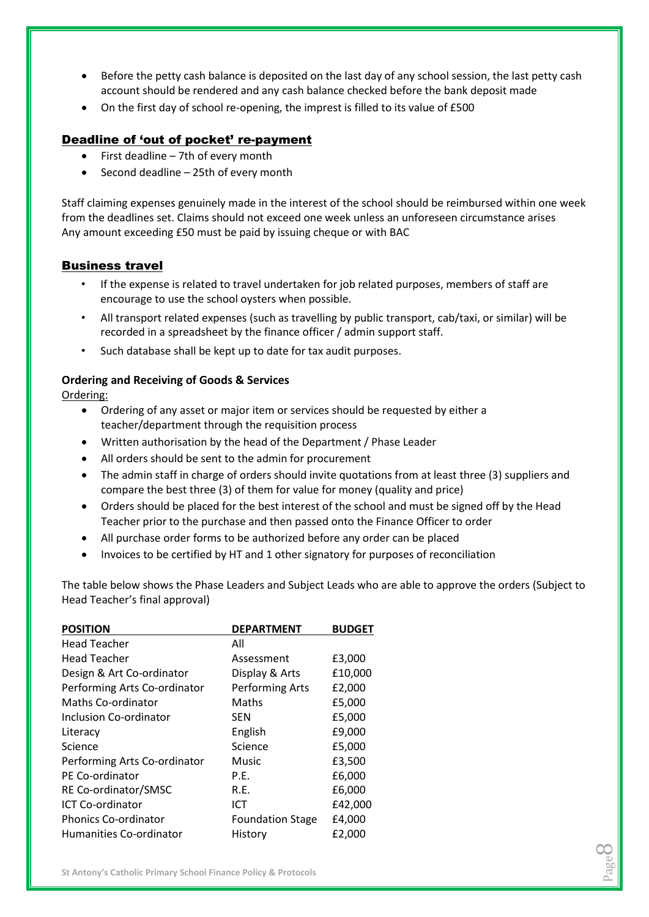- Before the petty cash balance is deposited on the last day of any school session, the last petty cash account should be rendered and any cash balance checked before the bank deposit made
- On the first day of school re-opening, the imprest is filled to its value of £500

## Deadline of 'out of pocket' re-payment

- First deadline – 7th of every month
- Second deadline – 25th of every month

Staff claiming expenses genuinely made in the interest of the school should be reimbursed within one week from the deadlines set. Claims should not exceed one week unless an unforeseen circumstance arises
Any amount exceeding £50 must be paid by issuing cheque or with BAC

## Business travel

- If the expense is related to travel undertaken for job related purposes, members of staff are encourage to use the school oysters when possible.
- All transport related expenses (such as travelling by public transport, cab/taxi, or similar) will be recorded in a spreadsheet by the finance officer / admin support staff.
- Such database shall be kept up to date for tax audit purposes.

**Ordering and Receiving of Goods & Services**

Ordering:

- Ordering of any asset or major item or services should be requested by either a teacher/department through the requisition process
- Written authorisation by the head of the Department / Phase Leader
- All orders should be sent to the admin for procurement
- The admin staff in charge of orders should invite quotations from at least three (3) suppliers and compare the best three (3) of them for value for money (quality and price)
- Orders should be placed for the best interest of the school and must be signed off by the Head Teacher prior to the purchase and then passed onto the Finance Officer to order
- All purchase order forms to be authorized before any order can be placed
- Invoices to be certified by HT and 1 other signatory for purposes of reconciliation

The table below shows the Phase Leaders and Subject Leads who are able to approve the orders (Subject to Head Teacher's final approval)

| POSITION | DEPARTMENT | BUDGET |
|---|---|---|
| Head Teacher | All | |
| Head Teacher | Assessment | £3,000 |
| Design & Art Co-ordinator | Display & Arts | £10,000 |
| Performing Arts Co-ordinator | Performing Arts | £2,000 |
| Maths Co-ordinator | Maths | £5,000 |
| Inclusion Co-ordinator | SEN | £5,000 |
| Literacy | English | £9,000 |
| Science | Science | £5,000 |
| Performing Arts Co-ordinator | Music | £3,500 |
| PE Co-ordinator | P.E. | £6,000 |
| RE Co-ordinator/SMSC | R.E. | £6,000 |
| ICT Co-ordinator | ICT | £42,000 |
| Phonics Co-ordinator | Foundation Stage | £4,000 |
| Humanities Co-ordinator | History | £2,000 |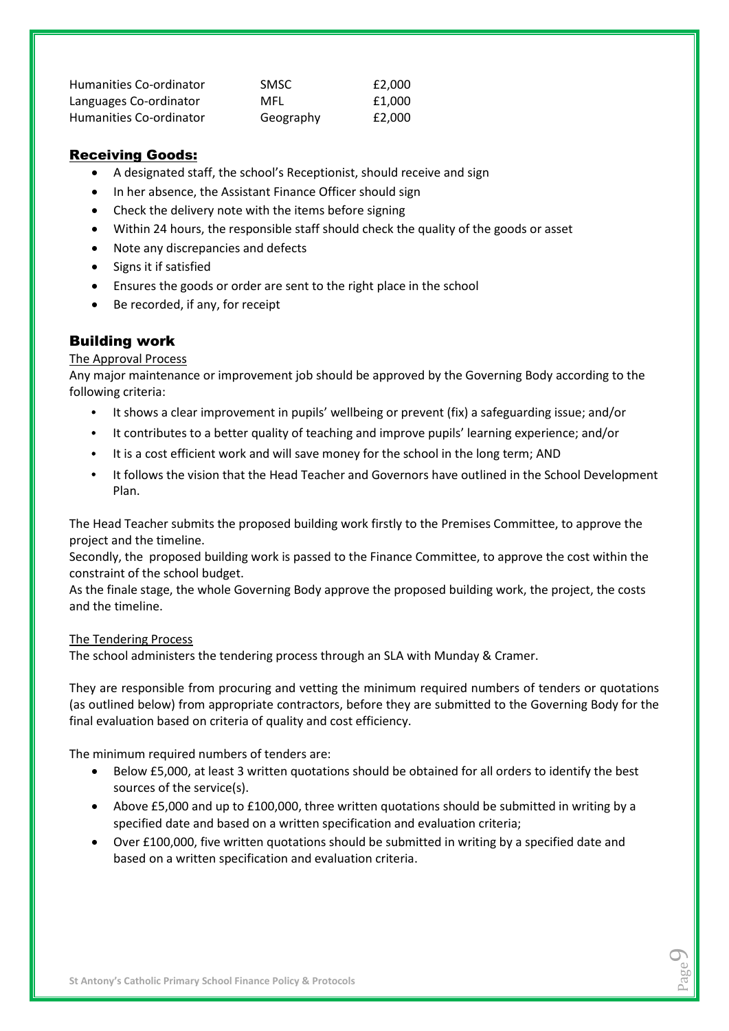| | | |
|---|---|---|
| Humanities Co-ordinator | SMSC | £2,000 |
| Languages Co-ordinator | MFL | £1,000 |
| Humanities Co-ordinator | Geography | £2,000 |

## Receiving Goods:

- A designated staff, the school's Receptionist, should receive and sign
- In her absence, the Assistant Finance Officer should sign
- Check the delivery note with the items before signing
- Within 24 hours, the responsible staff should check the quality of the goods or asset
- Note any discrepancies and defects
- Signs it if satisfied
- Ensures the goods or order are sent to the right place in the school
- Be recorded, if any, for receipt

## Building work

The Approval Process

Any major maintenance or improvement job should be approved by the Governing Body according to the following criteria:

- It shows a clear improvement in pupils' wellbeing or prevent (fix) a safeguarding issue; and/or
- It contributes to a better quality of teaching and improve pupils' learning experience; and/or
- It is a cost efficient work and will save money for the school in the long term; AND
- It follows the vision that the Head Teacher and Governors have outlined in the School Development Plan.

The Head Teacher submits the proposed building work firstly to the Premises Committee, to approve the project and the timeline.
Secondly, the proposed building work is passed to the Finance Committee, to approve the cost within the constraint of the school budget.
As the finale stage, the whole Governing Body approve the proposed building work, the project, the costs and the timeline.

The Tendering Process

The school administers the tendering process through an SLA with Munday & Cramer.

They are responsible from procuring and vetting the minimum required numbers of tenders or quotations (as outlined below) from appropriate contractors, before they are submitted to the Governing Body for the final evaluation based on criteria of quality and cost efficiency.

The minimum required numbers of tenders are:

- Below £5,000, at least 3 written quotations should be obtained for all orders to identify the best sources of the service(s).
- Above £5,000 and up to £100,000, three written quotations should be submitted in writing by a specified date and based on a written specification and evaluation criteria;
- Over £100,000, five written quotations should be submitted in writing by a specified date and based on a written specification and evaluation criteria.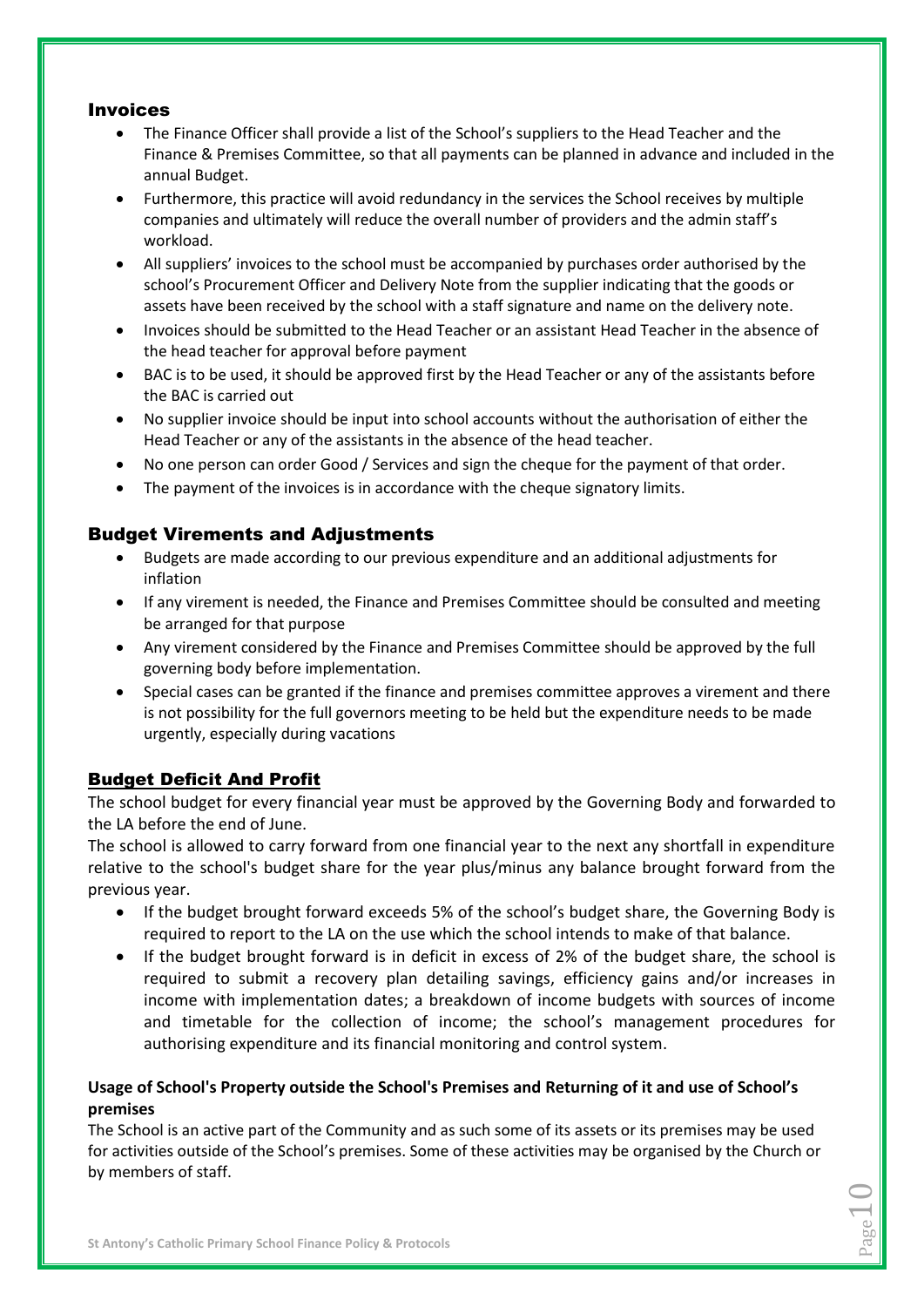## Invoices

- The Finance Officer shall provide a list of the School's suppliers to the Head Teacher and the Finance & Premises Committee, so that all payments can be planned in advance and included in the annual Budget.
- Furthermore, this practice will avoid redundancy in the services the School receives by multiple companies and ultimately will reduce the overall number of providers and the admin staff's workload.
- All suppliers' invoices to the school must be accompanied by purchases order authorised by the school's Procurement Officer and Delivery Note from the supplier indicating that the goods or assets have been received by the school with a staff signature and name on the delivery note.
- Invoices should be submitted to the Head Teacher or an assistant Head Teacher in the absence of the head teacher for approval before payment
- BAC is to be used, it should be approved first by the Head Teacher or any of the assistants before the BAC is carried out
- No supplier invoice should be input into school accounts without the authorisation of either the Head Teacher or any of the assistants in the absence of the head teacher.
- No one person can order Good / Services and sign the cheque for the payment of that order.
- The payment of the invoices is in accordance with the cheque signatory limits.

## Budget Virements and Adjustments

- Budgets are made according to our previous expenditure and an additional adjustments for inflation
- If any virement is needed, the Finance and Premises Committee should be consulted and meeting be arranged for that purpose
- Any virement considered by the Finance and Premises Committee should be approved by the full governing body before implementation.
- Special cases can be granted if the finance and premises committee approves a virement and there is not possibility for the full governors meeting to be held but the expenditure needs to be made urgently, especially during vacations

## Budget Deficit And Profit

The school budget for every financial year must be approved by the Governing Body and forwarded to the LA before the end of June.

The school is allowed to carry forward from one financial year to the next any shortfall in expenditure relative to the school's budget share for the year plus/minus any balance brought forward from the previous year.

- If the budget brought forward exceeds 5% of the school's budget share, the Governing Body is required to report to the LA on the use which the school intends to make of that balance.
- If the budget brought forward is in deficit in excess of 2% of the budget share, the school is required to submit a recovery plan detailing savings, efficiency gains and/or increases in income with implementation dates; a breakdown of income budgets with sources of income and timetable for the collection of income; the school's management procedures for authorising expenditure and its financial monitoring and control system.

### Usage of School's Property outside the School's Premises and Returning of it and use of School's premises

The School is an active part of the Community and as such some of its assets or its premises may be used for activities outside of the School's premises. Some of these activities may be organised by the Church or by members of staff.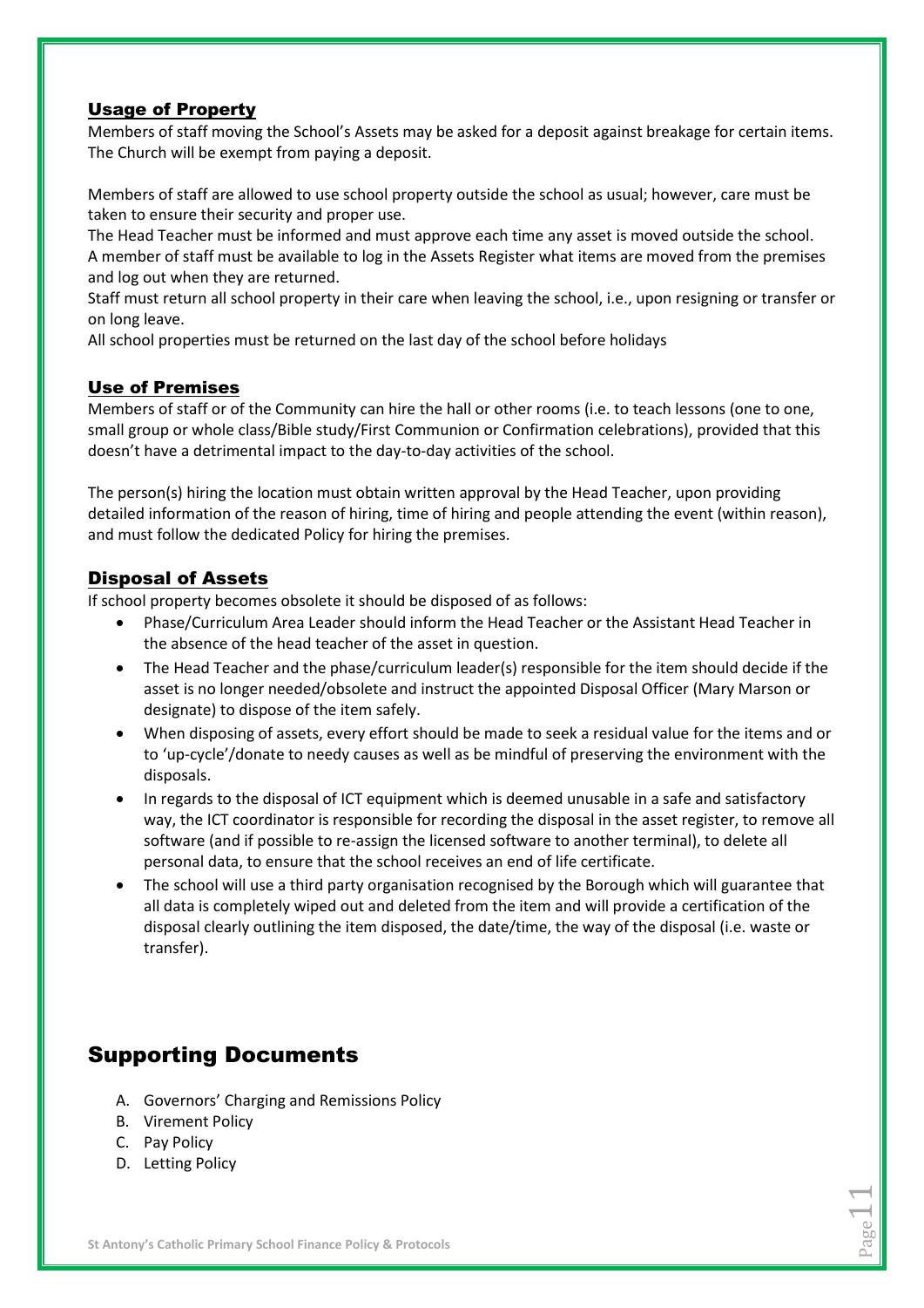## Usage of Property

Members of staff moving the School's Assets may be asked for a deposit against breakage for certain items. The Church will be exempt from paying a deposit.

Members of staff are allowed to use school property outside the school as usual; however, care must be taken to ensure their security and proper use.
The Head Teacher must be informed and must approve each time any asset is moved outside the school.
A member of staff must be available to log in the Assets Register what items are moved from the premises and log out when they are returned.
Staff must return all school property in their care when leaving the school, i.e., upon resigning or transfer or on long leave.
All school properties must be returned on the last day of the school before holidays

## Use of Premises

Members of staff or of the Community can hire the hall or other rooms (i.e. to teach lessons (one to one, small group or whole class/Bible study/First Communion or Confirmation celebrations), provided that this doesn't have a detrimental impact to the day-to-day activities of the school.

The person(s) hiring the location must obtain written approval by the Head Teacher, upon providing detailed information of the reason of hiring, time of hiring and people attending the event (within reason), and must follow the dedicated Policy for hiring the premises.

## Disposal of Assets

If school property becomes obsolete it should be disposed of as follows:

- Phase/Curriculum Area Leader should inform the Head Teacher or the Assistant Head Teacher in the absence of the head teacher of the asset in question.
- The Head Teacher and the phase/curriculum leader(s) responsible for the item should decide if the asset is no longer needed/obsolete and instruct the appointed Disposal Officer (Mary Marson or designate) to dispose of the item safely.
- When disposing of assets, every effort should be made to seek a residual value for the items and or to 'up-cycle'/donate to needy causes as well as be mindful of preserving the environment with the disposals.
- In regards to the disposal of ICT equipment which is deemed unusable in a safe and satisfactory way, the ICT coordinator is responsible for recording the disposal in the asset register, to remove all software (and if possible to re-assign the licensed software to another terminal), to delete all personal data, to ensure that the school receives an end of life certificate.
- The school will use a third party organisation recognised by the Borough which will guarantee that all data is completely wiped out and deleted from the item and will provide a certification of the disposal clearly outlining the item disposed, the date/time, the way of the disposal (i.e. waste or transfer).

# Supporting Documents

A. Governors' Charging and Remissions Policy
B. Virement Policy
C. Pay Policy
D. Letting Policy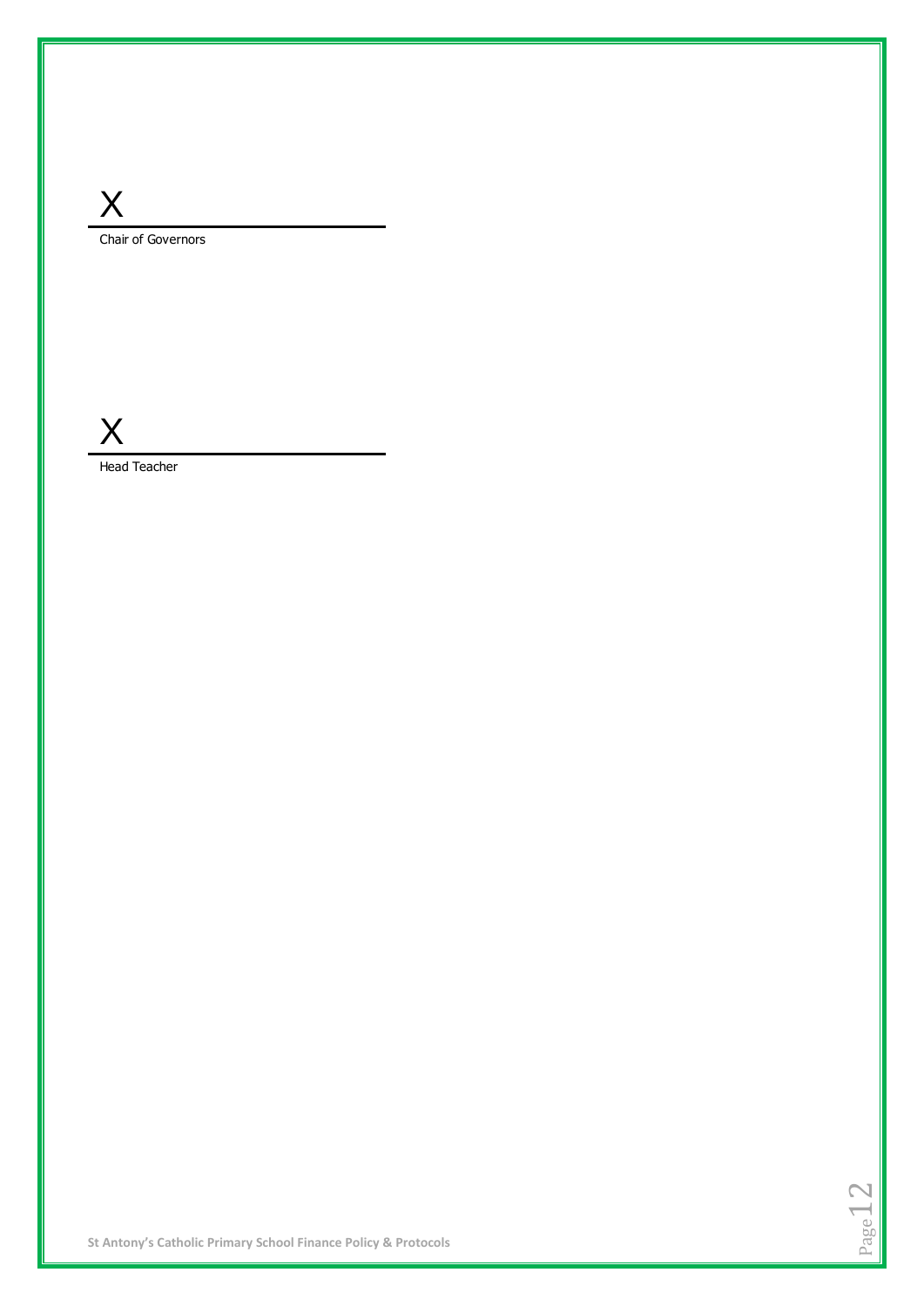X

---

Chair of Governors

X

---

Head Teacher